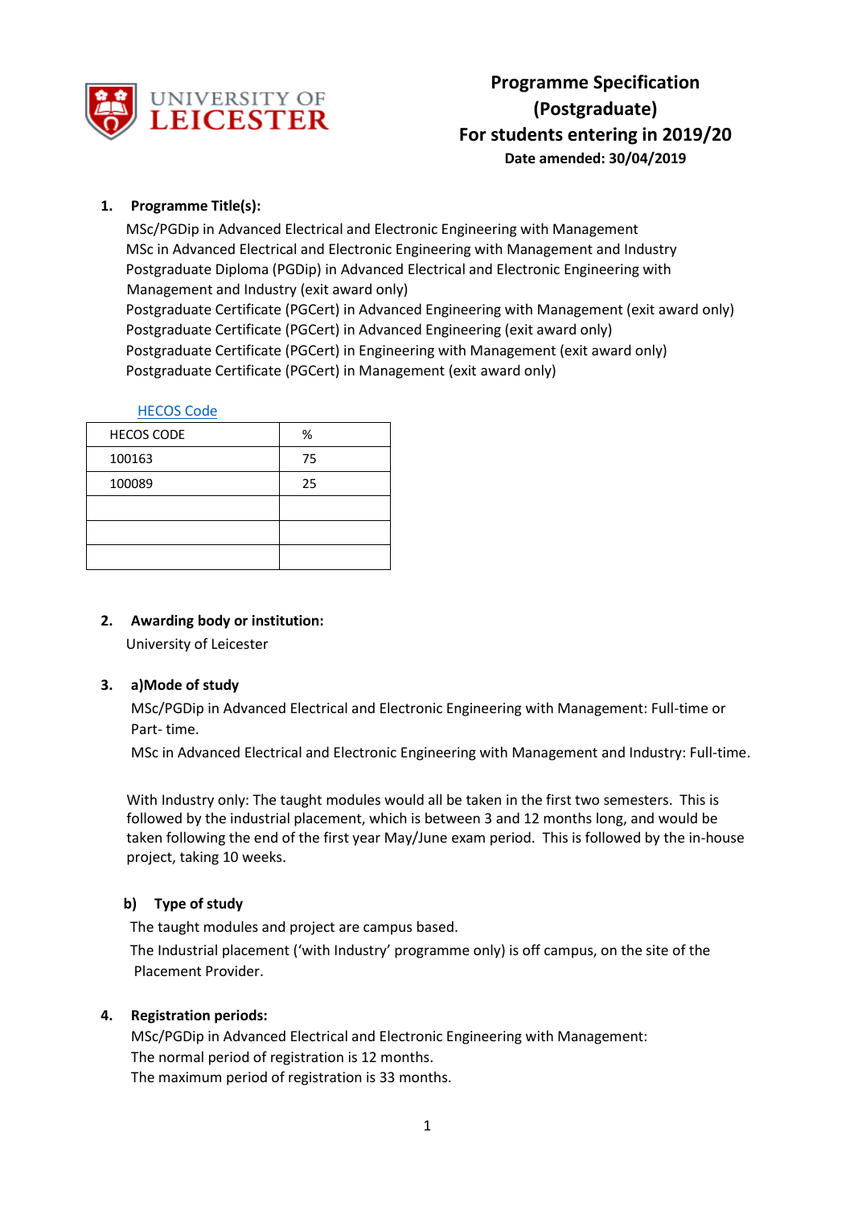# Programme Specification (Postgraduate)
## For students entering in 2019/20
**Date amended: 30/04/2019**

**1. Programme Title(s):**

MSc/PGDip in Advanced Electrical and Electronic Engineering with Management
MSc in Advanced Electrical and Electronic Engineering with Management and Industry
Postgraduate Diploma (PGDip) in Advanced Electrical and Electronic Engineering with Management and Industry (exit award only)
Postgraduate Certificate (PGCert) in Advanced Engineering with Management (exit award only)
Postgraduate Certificate (PGCert) in Advanced Engineering (exit award only)
Postgraduate Certificate (PGCert) in Engineering with Management (exit award only)
Postgraduate Certificate (PGCert) in Management (exit award only)

HECOS Code

| HECOS CODE | % |
|---|---|
| 100163 | 75 |
| 100089 | 25 |
| | |
| | |
| | |

**2. Awarding body or institution:**

University of Leicester

**3. a)Mode of study**

MSc/PGDip in Advanced Electrical and Electronic Engineering with Management: Full-time or Part- time.

MSc in Advanced Electrical and Electronic Engineering with Management and Industry: Full-time.

With Industry only: The taught modules would all be taken in the first two semesters. This is followed by the industrial placement, which is between 3 and 12 months long, and would be taken following the end of the first year May/June exam period. This is followed by the in-house project, taking 10 weeks.

**b) Type of study**

The taught modules and project are campus based.

The Industrial placement ('with Industry' programme only) is off campus, on the site of the Placement Provider.

**4. Registration periods:**

MSc/PGDip in Advanced Electrical and Electronic Engineering with Management:
The normal period of registration is 12 months.
The maximum period of registration is 33 months.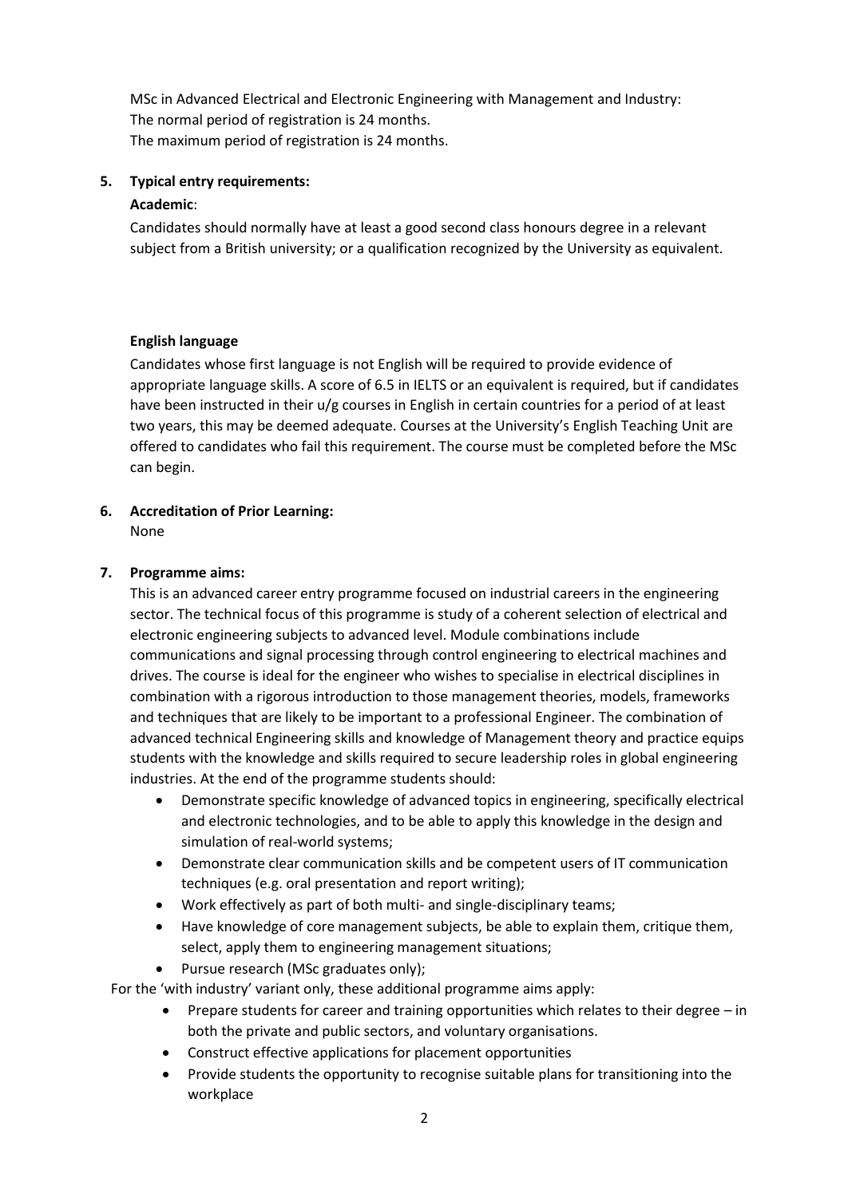MSc in Advanced Electrical and Electronic Engineering with Management and Industry:
The normal period of registration is 24 months.
The maximum period of registration is 24 months.

## 5. Typical entry requirements:

**Academic**:

Candidates should normally have at least a good second class honours degree in a relevant subject from a British university; or a qualification recognized by the University as equivalent.

**English language**

Candidates whose first language is not English will be required to provide evidence of appropriate language skills. A score of 6.5 in IELTS or an equivalent is required, but if candidates have been instructed in their u/g courses in English in certain countries for a period of at least two years, this may be deemed adequate. Courses at the University's English Teaching Unit are offered to candidates who fail this requirement. The course must be completed before the MSc can begin.

## 6. Accreditation of Prior Learning:

None

## 7. Programme aims:

This is an advanced career entry programme focused on industrial careers in the engineering sector. The technical focus of this programme is study of a coherent selection of electrical and electronic engineering subjects to advanced level. Module combinations include communications and signal processing through control engineering to electrical machines and drives. The course is ideal for the engineer who wishes to specialise in electrical disciplines in combination with a rigorous introduction to those management theories, models, frameworks and techniques that are likely to be important to a professional Engineer. The combination of advanced technical Engineering skills and knowledge of Management theory and practice equips students with the knowledge and skills required to secure leadership roles in global engineering industries. At the end of the programme students should:

- Demonstrate specific knowledge of advanced topics in engineering, specifically electrical and electronic technologies, and to be able to apply this knowledge in the design and simulation of real-world systems;
- Demonstrate clear communication skills and be competent users of IT communication techniques (e.g. oral presentation and report writing);
- Work effectively as part of both multi- and single-disciplinary teams;
- Have knowledge of core management subjects, be able to explain them, critique them, select, apply them to engineering management situations;
- Pursue research (MSc graduates only);

For the 'with industry' variant only, these additional programme aims apply:

- Prepare students for career and training opportunities which relates to their degree – in both the private and public sectors, and voluntary organisations.
- Construct effective applications for placement opportunities
- Provide students the opportunity to recognise suitable plans for transitioning into the workplace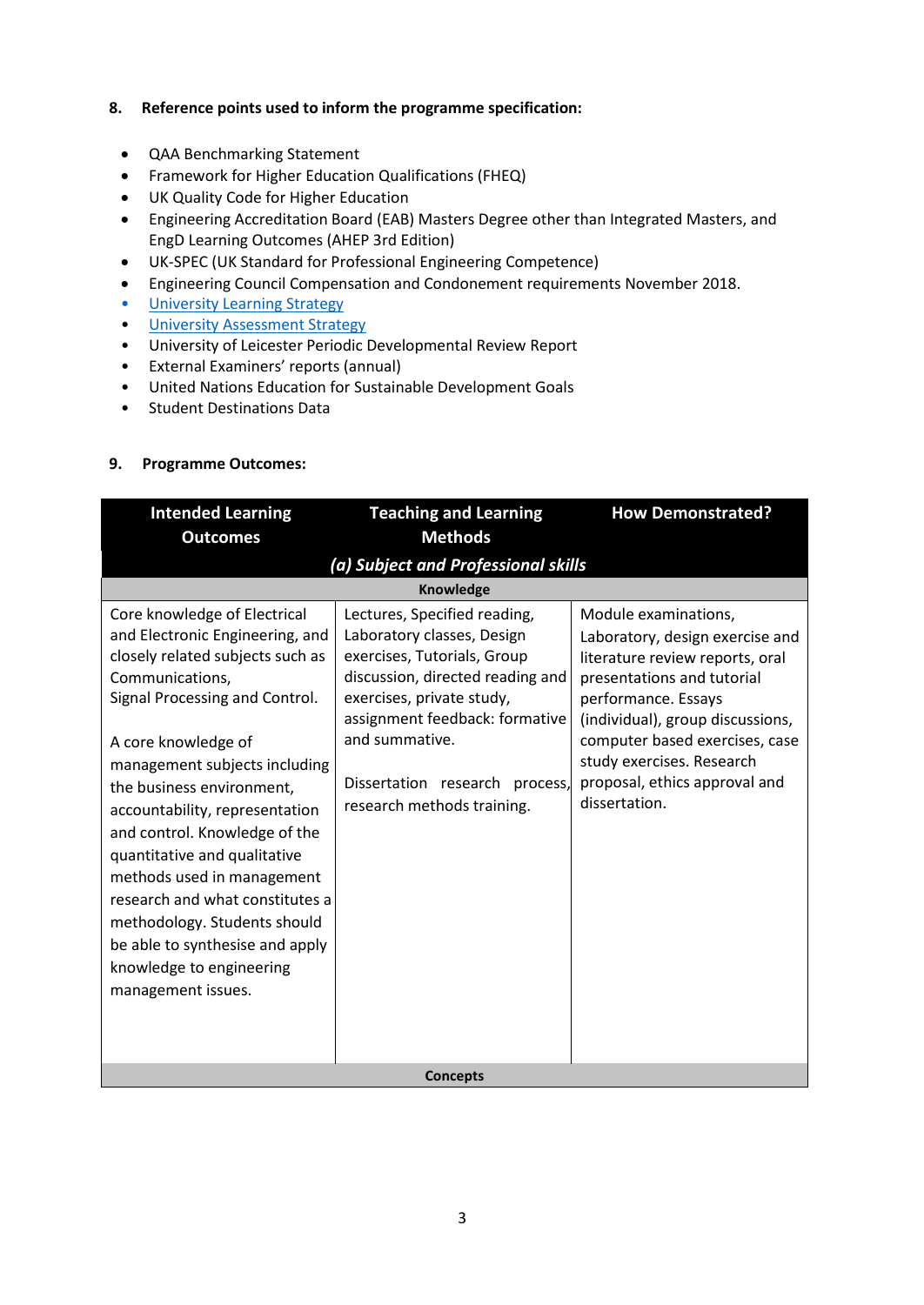**8. Reference points used to inform the programme specification:**

- QAA Benchmarking Statement
- Framework for Higher Education Qualifications (FHEQ)
- UK Quality Code for Higher Education
- Engineering Accreditation Board (EAB) Masters Degree other than Integrated Masters, and EngD Learning Outcomes (AHEP 3rd Edition)
- UK-SPEC (UK Standard for Professional Engineering Competence)
- Engineering Council Compensation and Condonement requirements November 2018.
- University Learning Strategy
- University Assessment Strategy
- University of Leicester Periodic Developmental Review Report
- External Examiners' reports (annual)
- United Nations Education for Sustainable Development Goals
- Student Destinations Data

**9. Programme Outcomes:**

| Intended Learning Outcomes | Teaching and Learning Methods | How Demonstrated? |
|---|---|---|
| ***(a) Subject and Professional skills*** | | |
| **Knowledge** | | |
| Core knowledge of Electrical and Electronic Engineering, and closely related subjects such as Communications, Signal Processing and Control.<br><br>A core knowledge of management subjects including the business environment, accountability, representation and control. Knowledge of the quantitative and qualitative methods used in management research and what constitutes a methodology. Students should be able to synthesise and apply knowledge to engineering management issues. | Lectures, Specified reading, Laboratory classes, Design exercises, Tutorials, Group discussion, directed reading and exercises, private study, assignment feedback: formative and summative.<br><br>Dissertation research process, research methods training. | Module examinations, Laboratory, design exercise and literature review reports, oral presentations and tutorial performance. Essays (individual), group discussions, computer based exercises, case study exercises. Research proposal, ethics approval and dissertation. |
| **Concepts** | | |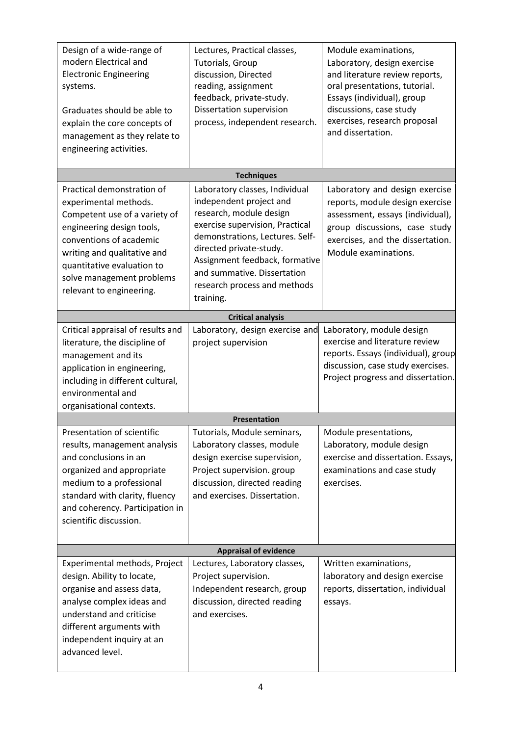| | | |
|---|---|---|
| Design of a wide-range of modern Electrical and Electronic Engineering systems.<br><br>Graduates should be able to explain the core concepts of management as they relate to engineering activities. | Lectures, Practical classes, Tutorials, Group discussion, Directed reading, assignment feedback, private-study. Dissertation supervision process, independent research. | Module examinations, Laboratory, design exercise and literature review reports, oral presentations, tutorial. Essays (individual), group discussions, case study exercises, research proposal and dissertation. |
| **Techniques** | | |
| Practical demonstration of experimental methods. Competent use of a variety of engineering design tools, conventions of academic writing and qualitative and quantitative evaluation to solve management problems relevant to engineering. | Laboratory classes, Individual independent project and research, module design exercise supervision, Practical demonstrations, Lectures. Self-directed private-study. Assignment feedback, formative and summative. Dissertation research process and methods training. | Laboratory and design exercise reports, module design exercise assessment, essays (individual), group discussions, case study exercises, and the dissertation. Module examinations. |
| **Critical analysis** | | |
| Critical appraisal of results and literature, the discipline of management and its application in engineering, including in different cultural, environmental and organisational contexts. | Laboratory, design exercise and project supervision | Laboratory, module design exercise and literature review reports. Essays (individual), group discussion, case study exercises. Project progress and dissertation. |
| **Presentation** | | |
| Presentation of scientific results, management analysis and conclusions in an organized and appropriate medium to a professional standard with clarity, fluency and coherency. Participation in scientific discussion. | Tutorials, Module seminars, Laboratory classes, module design exercise supervision, Project supervision. group discussion, directed reading and exercises. Dissertation. | Module presentations, Laboratory, module design exercise and dissertation. Essays, examinations and case study exercises. |
| **Appraisal of evidence** | | |
| Experimental methods, Project design. Ability to locate, organise and assess data, analyse complex ideas and understand and criticise different arguments with independent inquiry at an advanced level. | Lectures, Laboratory classes, Project supervision. Independent research, group discussion, directed reading and exercises. | Written examinations, laboratory and design exercise reports, dissertation, individual essays. |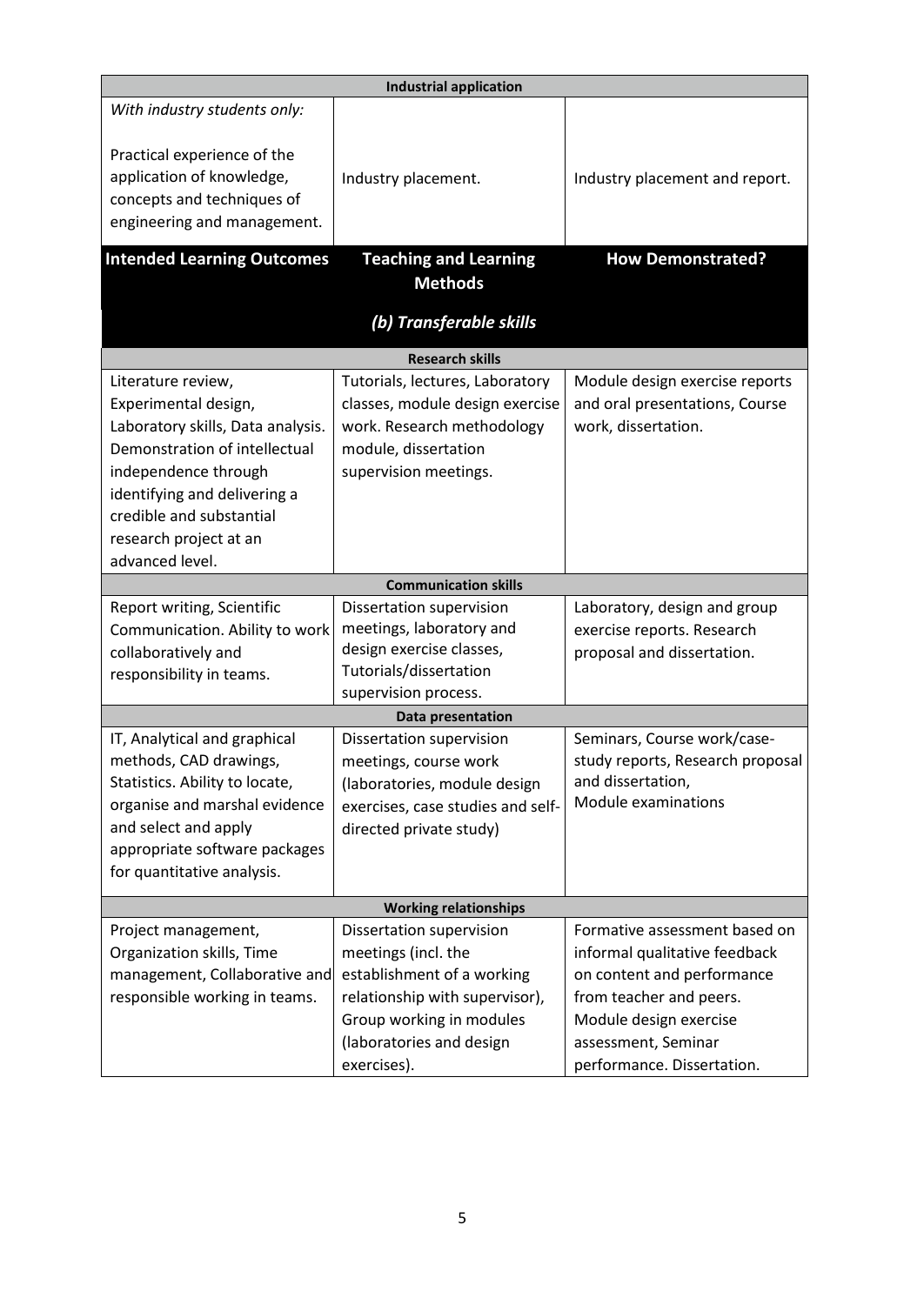| Industrial application | | |
|---|---|---|
| *With industry students only:*<br><br>Practical experience of the application of knowledge, concepts and techniques of engineering and management. | Industry placement. | Industry placement and report. |
| **Intended Learning Outcomes** | **Teaching and Learning Methods** | **How Demonstrated?** |
| | ***(b) Transferable skills*** | |
| **Research skills** | | |
| Literature review, Experimental design, Laboratory skills, Data analysis. Demonstration of intellectual independence through identifying and delivering a credible and substantial research project at an advanced level. | Tutorials, lectures, Laboratory classes, module design exercise work. Research methodology module, dissertation supervision meetings. | Module design exercise reports and oral presentations, Course work, dissertation. |
| **Communication skills** | | |
| Report writing, Scientific Communication. Ability to work collaboratively and responsibility in teams. | Dissertation supervision meetings, laboratory and design exercise classes, Tutorials/dissertation supervision process. | Laboratory, design and group exercise reports. Research proposal and dissertation. |
| **Data presentation** | | |
| IT, Analytical and graphical methods, CAD drawings, Statistics. Ability to locate, organise and marshal evidence and select and apply appropriate software packages for quantitative analysis. | Dissertation supervision meetings, course work (laboratories, module design exercises, case studies and self-directed private study) | Seminars, Course work/case-study reports, Research proposal and dissertation,<br>Module examinations |
| **Working relationships** | | |
| Project management, Organization skills, Time management, Collaborative and responsible working in teams. | Dissertation supervision meetings (incl. the establishment of a working relationship with supervisor), Group working in modules (laboratories and design exercises). | Formative assessment based on informal qualitative feedback on content and performance from teacher and peers. Module design exercise assessment, Seminar performance. Dissertation. |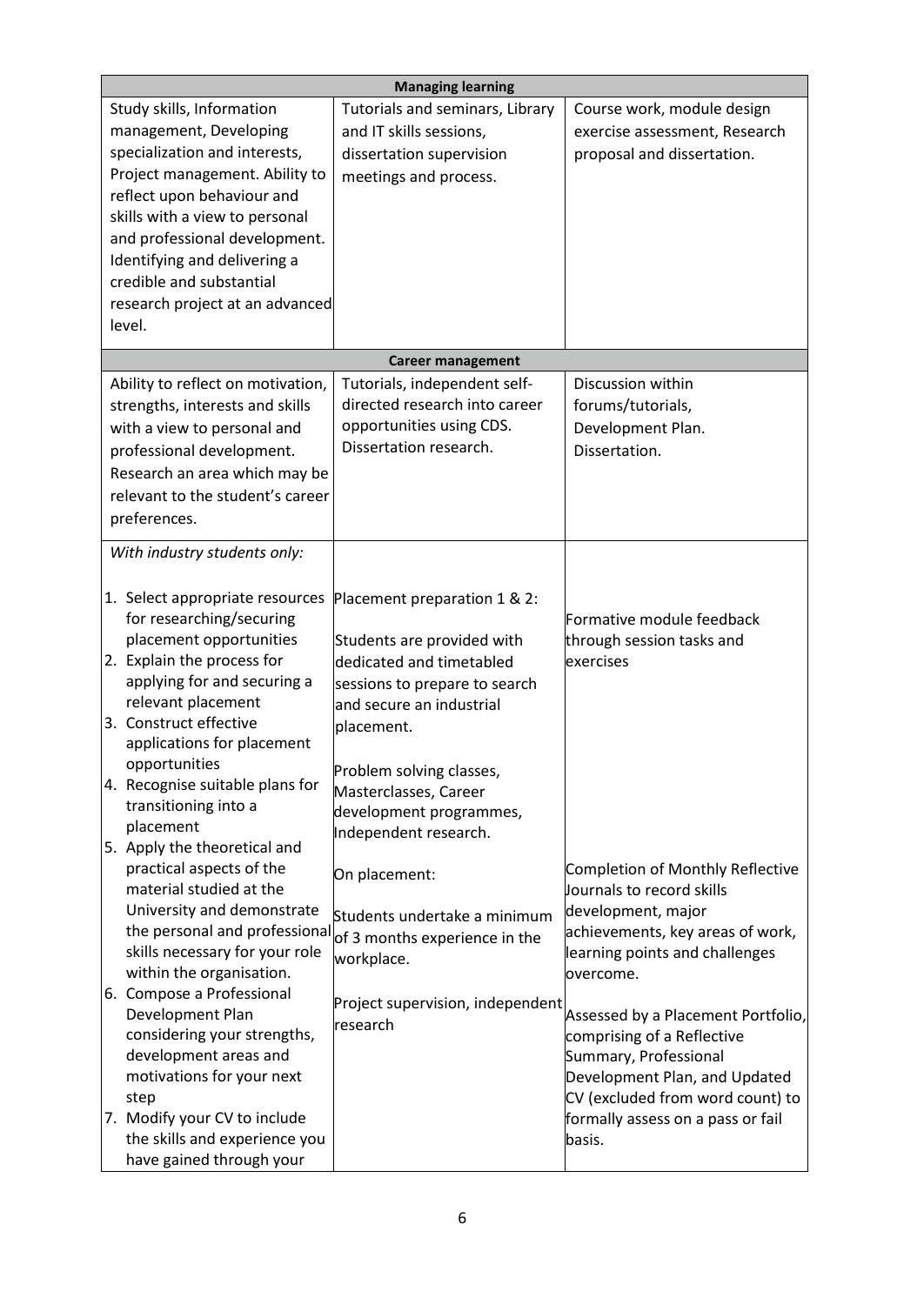| | | |
|---|---|---|
| **Managing learning** | | |
| Study skills, Information management, Developing specialization and interests, Project management. Ability to reflect upon behaviour and skills with a view to personal and professional development. Identifying and delivering a credible and substantial research project at an advanced level. | Tutorials and seminars, Library and IT skills sessions, dissertation supervision meetings and process. | Course work, module design exercise assessment, Research proposal and dissertation. |
| **Career management** | | |
| Ability to reflect on motivation, strengths, interests and skills with a view to personal and professional development. Research an area which may be relevant to the student's career preferences. | Tutorials, independent self-directed research into career opportunities using CDS. Dissertation research. | Discussion within forums/tutorials, Development Plan. Dissertation. |
| *With industry students only:*<br><br>1. Select appropriate resources for researching/securing placement opportunities<br>2. Explain the process for applying for and securing a relevant placement<br>3. Construct effective applications for placement opportunities<br>4. Recognise suitable plans for transitioning into a placement<br>5. Apply the theoretical and practical aspects of the material studied at the University and demonstrate the personal and professional skills necessary for your role within the organisation.<br>6. Compose a Professional Development Plan considering your strengths, development areas and motivations for your next step<br>7. Modify your CV to include the skills and experience you have gained through your | Placement preparation 1 & 2:<br><br>Students are provided with dedicated and timetabled sessions to prepare to search and secure an industrial placement.<br><br>Problem solving classes, Masterclasses, Career development programmes, Independent research.<br><br>On placement:<br><br>Students undertake a minimum of 3 months experience in the workplace.<br><br>Project supervision, independent research | Formative module feedback through session tasks and exercises<br><br>Completion of Monthly Reflective Journals to record skills development, major achievements, key areas of work, learning points and challenges overcome.<br><br>Assessed by a Placement Portfolio, comprising of a Reflective Summary, Professional Development Plan, and Updated CV (excluded from word count) to formally assess on a pass or fail basis. |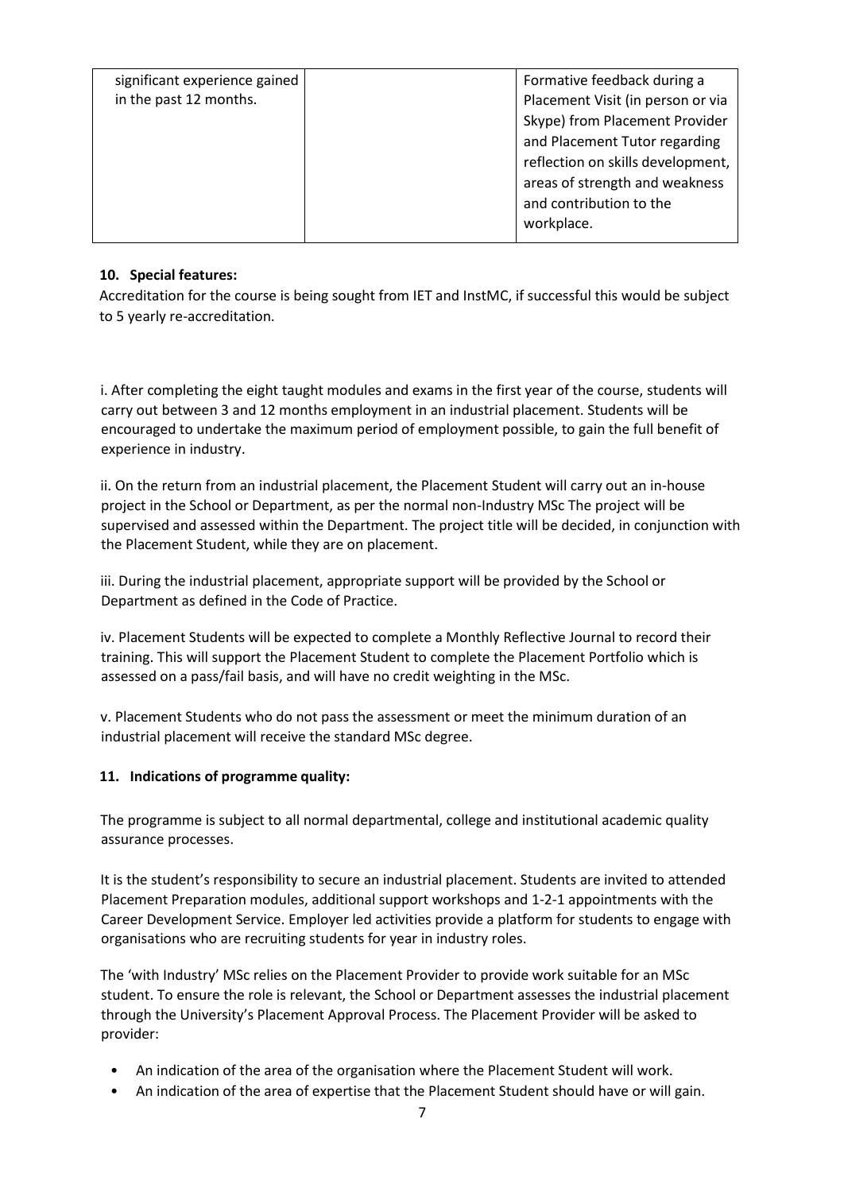| significant experience gained in the past 12 months. | | Formative feedback during a Placement Visit (in person or via Skype) from Placement Provider and Placement Tutor regarding reflection on skills development, areas of strength and weakness and contribution to the workplace. |
|---|---|---|

**10. Special features:**

Accreditation for the course is being sought from IET and InstMC, if successful this would be subject to 5 yearly re-accreditation.

i. After completing the eight taught modules and exams in the first year of the course, students will carry out between 3 and 12 months employment in an industrial placement. Students will be encouraged to undertake the maximum period of employment possible, to gain the full benefit of experience in industry.

ii. On the return from an industrial placement, the Placement Student will carry out an in-house project in the School or Department, as per the normal non-Industry MSc The project will be supervised and assessed within the Department. The project title will be decided, in conjunction with the Placement Student, while they are on placement.

iii. During the industrial placement, appropriate support will be provided by the School or Department as defined in the Code of Practice.

iv. Placement Students will be expected to complete a Monthly Reflective Journal to record their training. This will support the Placement Student to complete the Placement Portfolio which is assessed on a pass/fail basis, and will have no credit weighting in the MSc.

v. Placement Students who do not pass the assessment or meet the minimum duration of an industrial placement will receive the standard MSc degree.

**11. Indications of programme quality:**

The programme is subject to all normal departmental, college and institutional academic quality assurance processes.

It is the student's responsibility to secure an industrial placement. Students are invited to attended Placement Preparation modules, additional support workshops and 1-2-1 appointments with the Career Development Service. Employer led activities provide a platform for students to engage with organisations who are recruiting students for year in industry roles.

The 'with Industry' MSc relies on the Placement Provider to provide work suitable for an MSc student. To ensure the role is relevant, the School or Department assesses the industrial placement through the University's Placement Approval Process. The Placement Provider will be asked to provider:

- An indication of the area of the organisation where the Placement Student will work.
- An indication of the area of expertise that the Placement Student should have or will gain.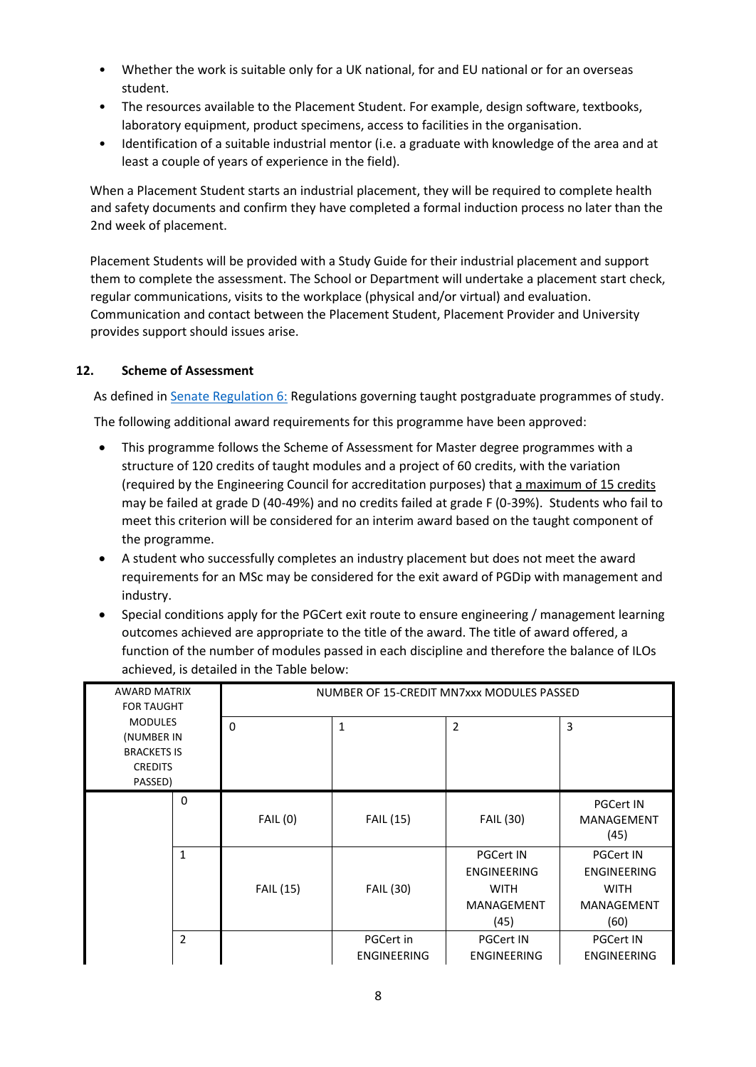- Whether the work is suitable only for a UK national, for and EU national or for an overseas student.
- The resources available to the Placement Student. For example, design software, textbooks, laboratory equipment, product specimens, access to facilities in the organisation.
- Identification of a suitable industrial mentor (i.e. a graduate with knowledge of the area and at least a couple of years of experience in the field).

When a Placement Student starts an industrial placement, they will be required to complete health and safety documents and confirm they have completed a formal induction process no later than the 2nd week of placement.

Placement Students will be provided with a Study Guide for their industrial placement and support them to complete the assessment. The School or Department will undertake a placement start check, regular communications, visits to the workplace (physical and/or virtual) and evaluation. Communication and contact between the Placement Student, Placement Provider and University provides support should issues arise.

## 12. Scheme of Assessment

As defined in Senate Regulation 6: Regulations governing taught postgraduate programmes of study.

The following additional award requirements for this programme have been approved:

- This programme follows the Scheme of Assessment for Master degree programmes with a structure of 120 credits of taught modules and a project of 60 credits, with the variation (required by the Engineering Council for accreditation purposes) that a maximum of 15 credits may be failed at grade D (40-49%) and no credits failed at grade F (0-39%). Students who fail to meet this criterion will be considered for an interim award based on the taught component of the programme.
- A student who successfully completes an industry placement but does not meet the award requirements for an MSc may be considered for the exit award of PGDip with management and industry.
- Special conditions apply for the PGCert exit route to ensure engineering / management learning outcomes achieved are appropriate to the title of the award. The title of award offered, a function of the number of modules passed in each discipline and therefore the balance of ILOs achieved, is detailed in the Table below:

| AWARD MATRIX FOR TAUGHT MODULES (NUMBER IN BRACKETS IS CREDITS PASSED) | | NUMBER OF 15-CREDIT MN7xxx MODULES PASSED | | | |
|---|---|---|---|---|---|
| | | 0 | 1 | 2 | 3 |
| | 0 | FAIL (0) | FAIL (15) | FAIL (30) | PGCert IN MANAGEMENT (45) |
| | 1 | FAIL (15) | FAIL (30) | PGCert IN ENGINEERING WITH MANAGEMENT (45) | PGCert IN ENGINEERING WITH MANAGEMENT (60) |
| | 2 | | PGCert in ENGINEERING | PGCert IN ENGINEERING | PGCert IN ENGINEERING |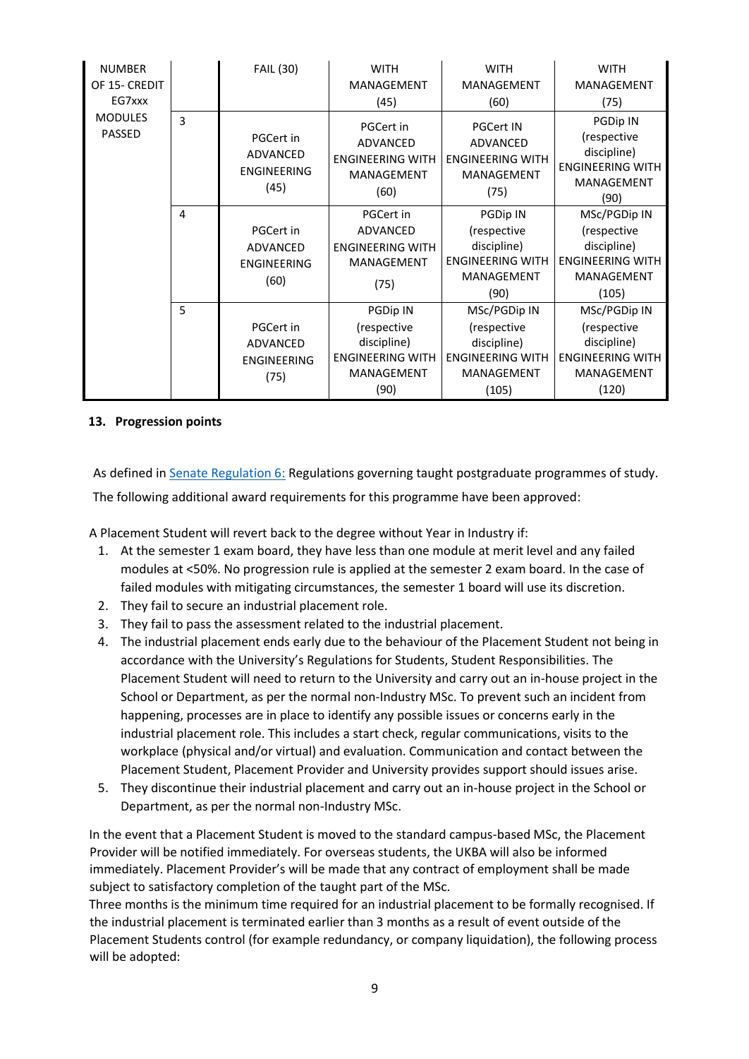| NUMBER OF 15- CREDIT EG7xxx MODULES PASSED | | FAIL (30) | WITH MANAGEMENT (45) | WITH MANAGEMENT (60) | WITH MANAGEMENT (75) |
|---|---|---|---|---|---|
| | 3 | PGCert in ADVANCED ENGINEERING (45) | PGCert in ADVANCED ENGINEERING WITH MANAGEMENT (60) | PGCert IN ADVANCED ENGINEERING WITH MANAGEMENT (75) | PGDip IN (respective discipline) ENGINEERING WITH MANAGEMENT (90) |
| | 4 | PGCert in ADVANCED ENGINEERING (60) | PGCert in ADVANCED ENGINEERING WITH MANAGEMENT (75) | PGDip IN (respective discipline) ENGINEERING WITH MANAGEMENT (90) | MSc/PGDip IN (respective discipline) ENGINEERING WITH MANAGEMENT (105) |
| | 5 | PGCert in ADVANCED ENGINEERING (75) | PGDip IN (respective discipline) ENGINEERING WITH MANAGEMENT (90) | MSc/PGDip IN (respective discipline) ENGINEERING WITH MANAGEMENT (105) | MSc/PGDip IN (respective discipline) ENGINEERING WITH MANAGEMENT (120) |

## 13. Progression points

As defined in Senate Regulation 6: Regulations governing taught postgraduate programmes of study.

The following additional award requirements for this programme have been approved:

A Placement Student will revert back to the degree without Year in Industry if:

1. At the semester 1 exam board, they have less than one module at merit level and any failed modules at <50%. No progression rule is applied at the semester 2 exam board. In the case of failed modules with mitigating circumstances, the semester 1 board will use its discretion.
2. They fail to secure an industrial placement role.
3. They fail to pass the assessment related to the industrial placement.
4. The industrial placement ends early due to the behaviour of the Placement Student not being in accordance with the University's Regulations for Students, Student Responsibilities. The Placement Student will need to return to the University and carry out an in-house project in the School or Department, as per the normal non-Industry MSc. To prevent such an incident from happening, processes are in place to identify any possible issues or concerns early in the industrial placement role. This includes a start check, regular communications, visits to the workplace (physical and/or virtual) and evaluation. Communication and contact between the Placement Student, Placement Provider and University provides support should issues arise.
5. They discontinue their industrial placement and carry out an in-house project in the School or Department, as per the normal non-Industry MSc.

In the event that a Placement Student is moved to the standard campus-based MSc, the Placement Provider will be notified immediately. For overseas students, the UKBA will also be informed immediately. Placement Provider's will be made that any contract of employment shall be made subject to satisfactory completion of the taught part of the MSc.

Three months is the minimum time required for an industrial placement to be formally recognised. If the industrial placement is terminated earlier than 3 months as a result of event outside of the Placement Students control (for example redundancy, or company liquidation), the following process will be adopted: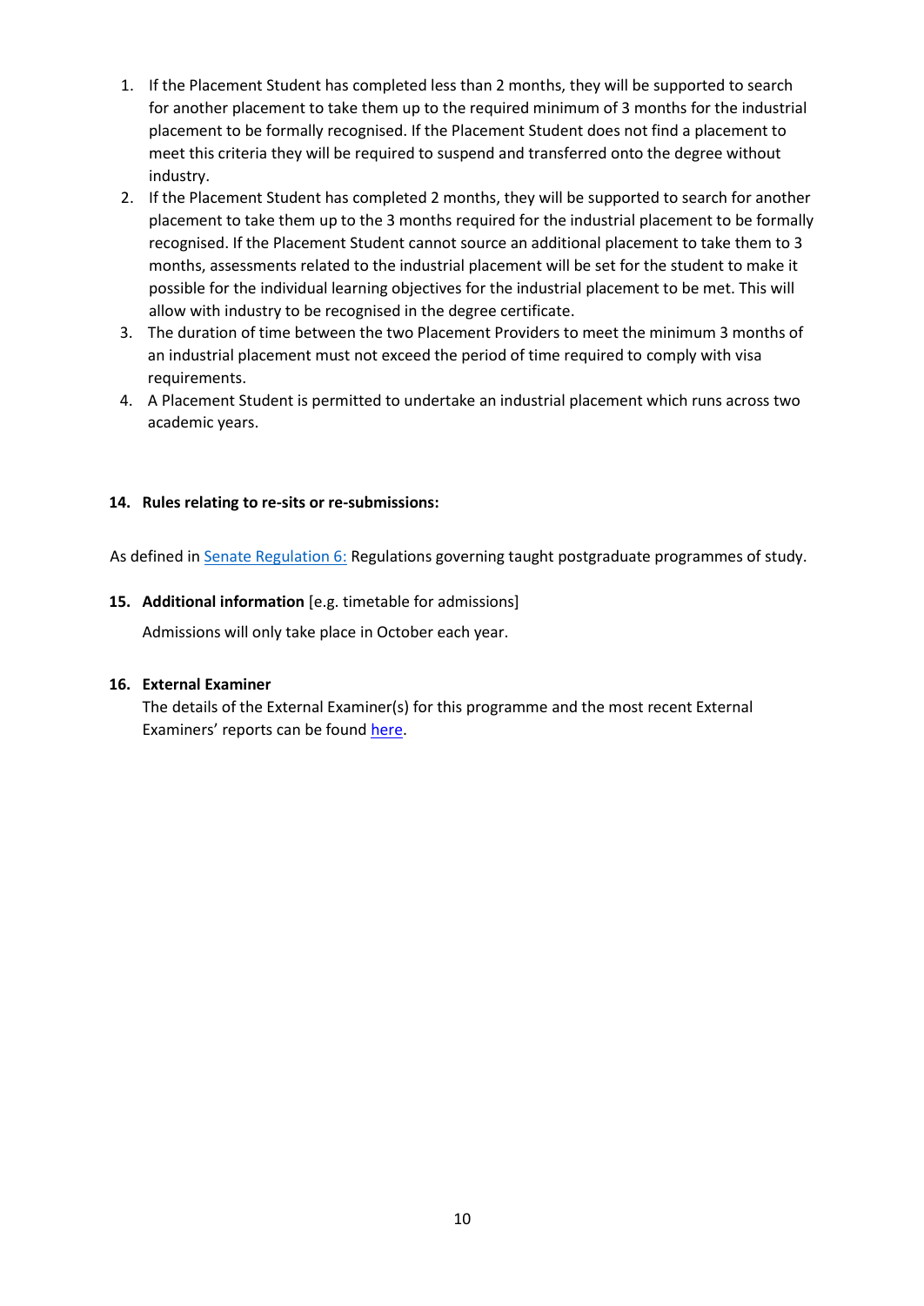1. If the Placement Student has completed less than 2 months, they will be supported to search for another placement to take them up to the required minimum of 3 months for the industrial placement to be formally recognised. If the Placement Student does not find a placement to meet this criteria they will be required to suspend and transferred onto the degree without industry.
2. If the Placement Student has completed 2 months, they will be supported to search for another placement to take them up to the 3 months required for the industrial placement to be formally recognised. If the Placement Student cannot source an additional placement to take them to 3 months, assessments related to the industrial placement will be set for the student to make it possible for the individual learning objectives for the industrial placement to be met. This will allow with industry to be recognised in the degree certificate.
3. The duration of time between the two Placement Providers to meet the minimum 3 months of an industrial placement must not exceed the period of time required to comply with visa requirements.
4. A Placement Student is permitted to undertake an industrial placement which runs across two academic years.

**14. Rules relating to re-sits or re-submissions:**

As defined in Senate Regulation 6: Regulations governing taught postgraduate programmes of study.

**15. Additional information** [e.g. timetable for admissions]

Admissions will only take place in October each year.

**16. External Examiner**

The details of the External Examiner(s) for this programme and the most recent External Examiners' reports can be found here.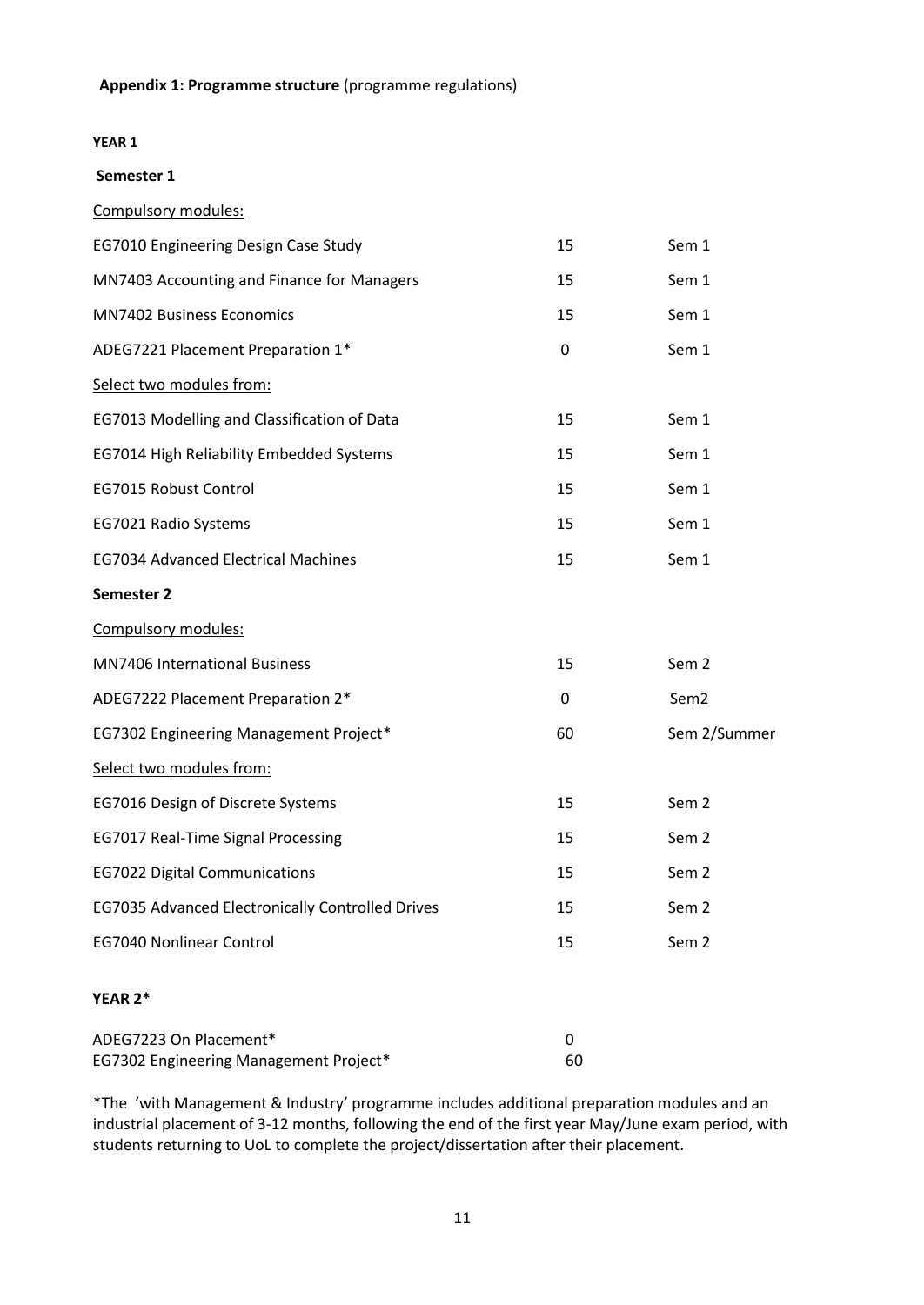**Appendix 1: Programme structure** (programme regulations)

**YEAR 1**

**Semester 1**

Compulsory modules:

| | | |
|---|---|---|
| EG7010 Engineering Design Case Study | 15 | Sem 1 |
| MN7403 Accounting and Finance for Managers | 15 | Sem 1 |
| MN7402 Business Economics | 15 | Sem 1 |
| ADEG7221 Placement Preparation 1* | 0 | Sem 1 |

Select two modules from:

| | | |
|---|---|---|
| EG7013 Modelling and Classification of Data | 15 | Sem 1 |
| EG7014 High Reliability Embedded Systems | 15 | Sem 1 |
| EG7015 Robust Control | 15 | Sem 1 |
| EG7021 Radio Systems | 15 | Sem 1 |
| EG7034 Advanced Electrical Machines | 15 | Sem 1 |

**Semester 2**

Compulsory modules:

| | | |
|---|---|---|
| MN7406 International Business | 15 | Sem 2 |
| ADEG7222 Placement Preparation 2* | 0 | Sem2 |
| EG7302 Engineering Management Project* | 60 | Sem 2/Summer |

Select two modules from:

| | | |
|---|---|---|
| EG7016 Design of Discrete Systems | 15 | Sem 2 |
| EG7017 Real-Time Signal Processing | 15 | Sem 2 |
| EG7022 Digital Communications | 15 | Sem 2 |
| EG7035 Advanced Electronically Controlled Drives | 15 | Sem 2 |
| EG7040 Nonlinear Control | 15 | Sem 2 |

**YEAR 2***

| | |
|---|---|
| ADEG7223 On Placement* | 0 |
| EG7302 Engineering Management Project* | 60 |

*The 'with Management & Industry' programme includes additional preparation modules and an industrial placement of 3-12 months, following the end of the first year May/June exam period, with students returning to UoL to complete the project/dissertation after their placement.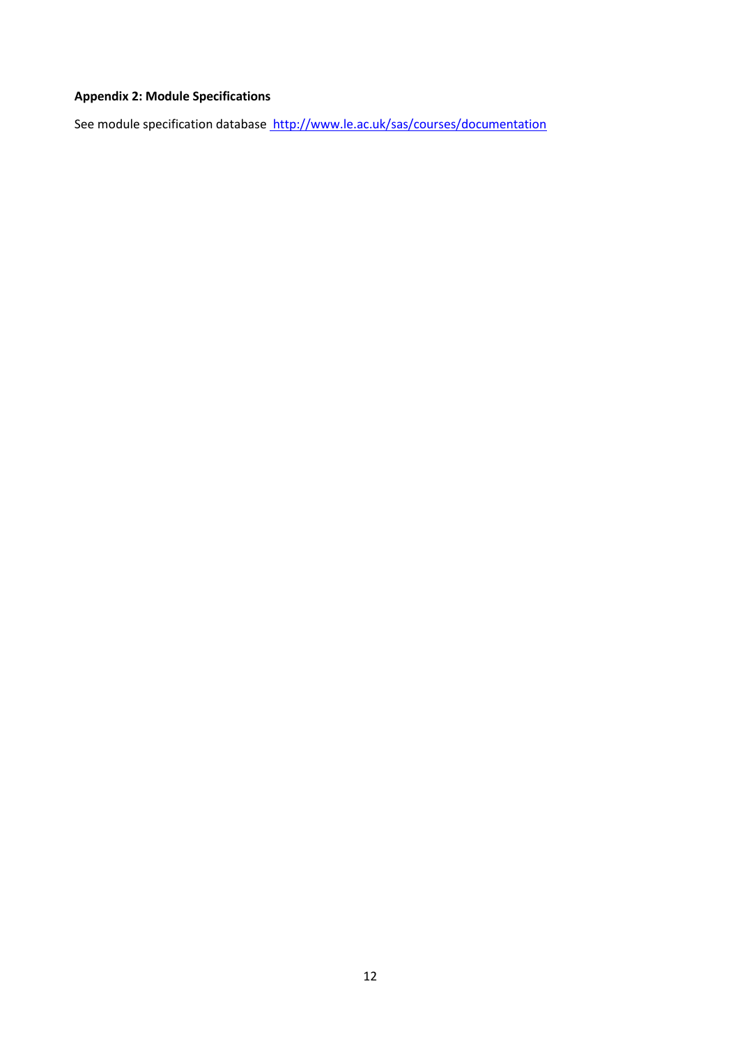**Appendix 2: Module Specifications**

See module specification database [http://www.le.ac.uk/sas/courses/documentation](http://www.le.ac.uk/sas/courses/documentation)